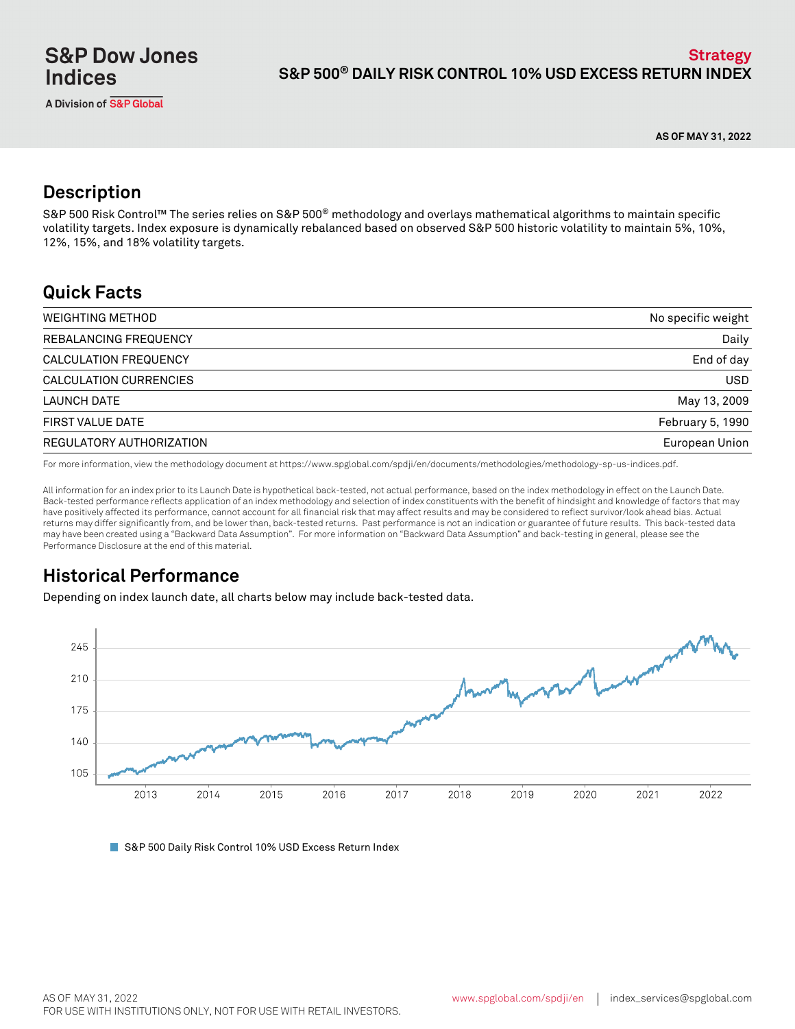S&P Dow Jones Indices

A Division of S&P Global

**Strategy**

# S&P 500® DAILY RISK CONTROL 10% USD EXCESS RETURN INDEX

**AS OF MAY 31, 2022**

## Description

S&P 500 Risk Control™ The series relies on S&P 500® methodology and overlays mathematical algorithms to maintain specific volatility targets. Index exposure is dynamically rebalanced based on observed S&P 500 historic volatility to maintain 5%, 10%, 12%, 15%, and 18% volatility targets.

## Quick Facts

| | |
|---|---|
| WEIGHTING METHOD | No specific weight |
| REBALANCING FREQUENCY | Daily |
| CALCULATION FREQUENCY | End of day |
| CALCULATION CURRENCIES | USD |
| LAUNCH DATE | May 13, 2009 |
| FIRST VALUE DATE | February 5, 1990 |
| REGULATORY AUTHORIZATION | European Union |

For more information, view the methodology document at https://www.spglobal.com/spdji/en/documents/methodologies/methodology-sp-us-indices.pdf.

All information for an index prior to its Launch Date is hypothetical back-tested, not actual performance, based on the index methodology in effect on the Launch Date. Back-tested performance reflects application of an index methodology and selection of index constituents with the benefit of hindsight and knowledge of factors that may have positively affected its performance, cannot account for all financial risk that may affect results and may be considered to reflect survivor/look ahead bias. Actual returns may differ significantly from, and be lower than, back-tested returns. Past performance is not an indication or guarantee of future results. This back-tested data may have been created using a "Backward Data Assumption". For more information on "Backward Data Assumption" and back-testing in general, please see the Performance Disclosure at the end of this material.

## Historical Performance

Depending on index launch date, all charts below may include back-tested data.

S&P 500 Daily Risk Control 10% USD Excess Return Index

AS OF MAY 31, 2022

FOR USE WITH INSTITUTIONS ONLY, NOT FOR USE WITH RETAIL INVESTORS.

www.spglobal.com/spdji/en | index_services@spglobal.com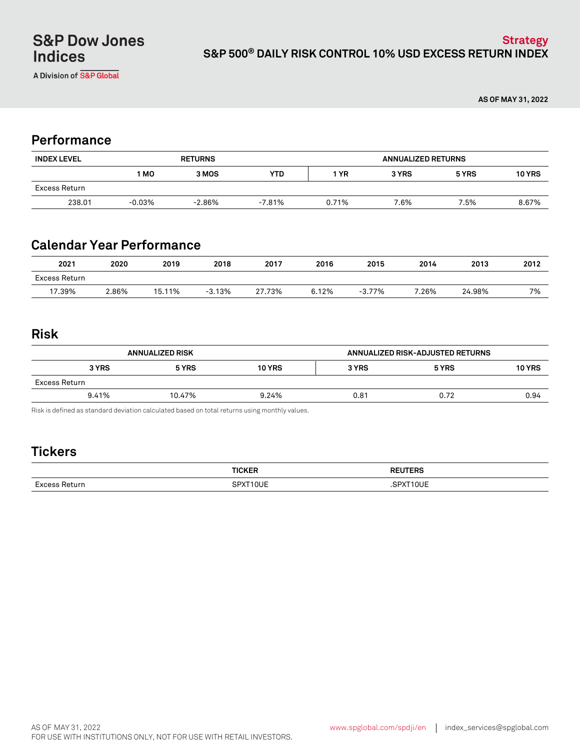S&P Dow Jones Indices

A Division of S&P Global

**Strategy**

# S&P 500® DAILY RISK CONTROL 10% USD EXCESS RETURN INDEX

**AS OF MAY 31, 2022**

## Performance

| INDEX LEVEL | RETURNS | | | ANNUALIZED RETURNS | | | |
|---|---|---|---|---|---|---|---|
| | 1 MO | 3 MOS | YTD | 1 YR | 3 YRS | 5 YRS | 10 YRS |
| Excess Return | | | | | | | |
| 238.01 | -0.03% | -2.86% | -7.81% | 0.71% | 7.6% | 7.5% | 8.67% |

## Calendar Year Performance

| 2021 | 2020 | 2019 | 2018 | 2017 | 2016 | 2015 | 2014 | 2013 | 2012 |
|---|---|---|---|---|---|---|---|---|---|
| Excess Return | | | | | | | | | |
| 17.39% | 2.86% | 15.11% | -3.13% | 27.73% | 6.12% | -3.77% | 7.26% | 24.98% | 7% |

## Risk

| ANNUALIZED RISK | | | ANNUALIZED RISK-ADJUSTED RETURNS | | |
|---|---|---|---|---|---|
| 3 YRS | 5 YRS | 10 YRS | 3 YRS | 5 YRS | 10 YRS |
| Excess Return | | | | | |
| 9.41% | 10.47% | 9.24% | 0.81 | 0.72 | 0.94 |

Risk is defined as standard deviation calculated based on total returns using monthly values.

## Tickers

| | TICKER | REUTERS |
|---|---|---|
| Excess Return | SPXT10UE | .SPXT10UE |

AS OF MAY 31, 2022
FOR USE WITH INSTITUTIONS ONLY, NOT FOR USE WITH RETAIL INVESTORS.

www.spglobal.com/spdji/en | index_services@spglobal.com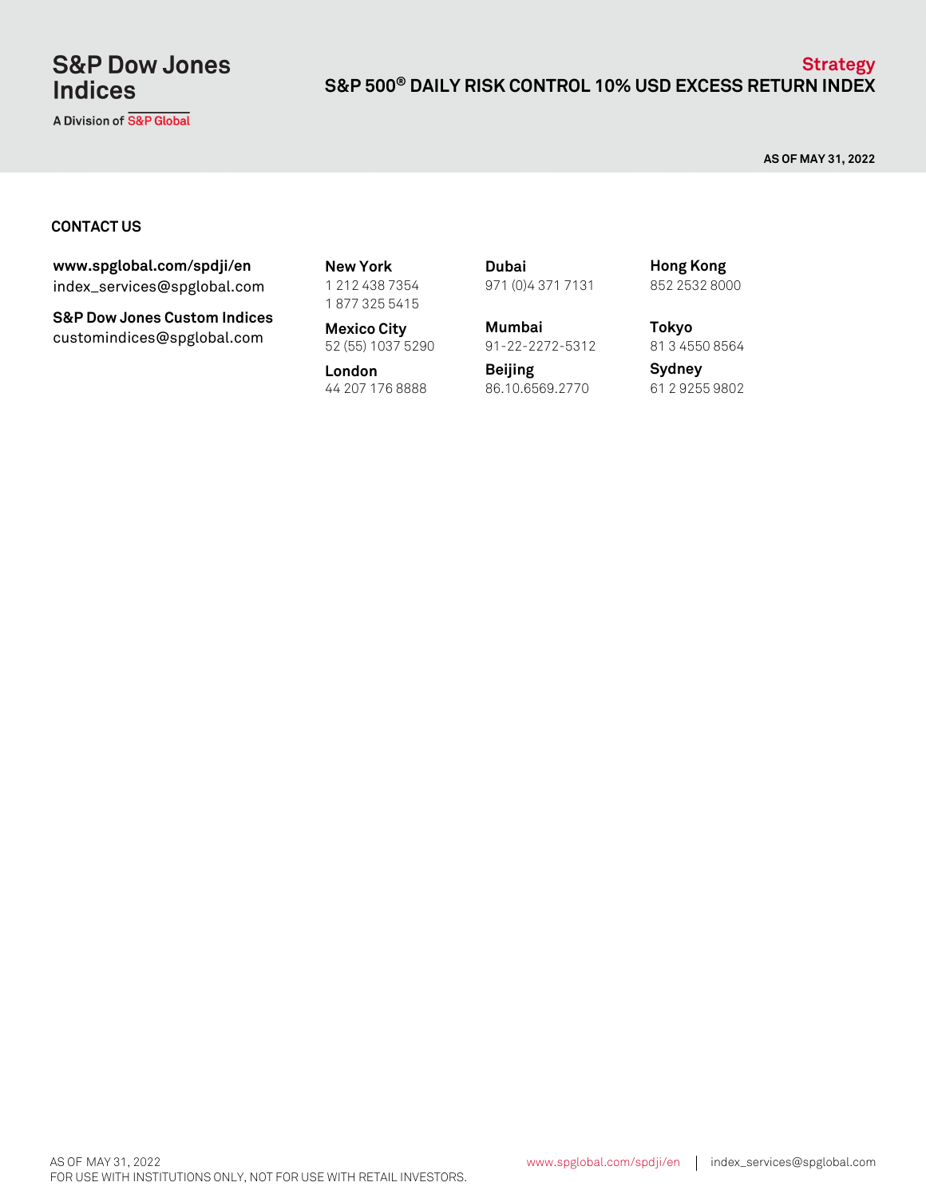## CONTACT US

**www.spglobal.com/spdji/en**
index_services@spglobal.com

**S&P Dow Jones Custom Indices**
customindices@spglobal.com

**New York**
1 212 438 7354
1 877 325 5415

**Mexico City**
52 (55) 1037 5290

**London**
44 207 176 8888

**Dubai**
971 (0)4 371 7131

**Mumbai**
91-22-2272-5312

**Beijing**
86.10.6569.2770

**Hong Kong**
852 2532 8000

**Tokyo**
81 3 4550 8564

**Sydney**
61 2 9255 9802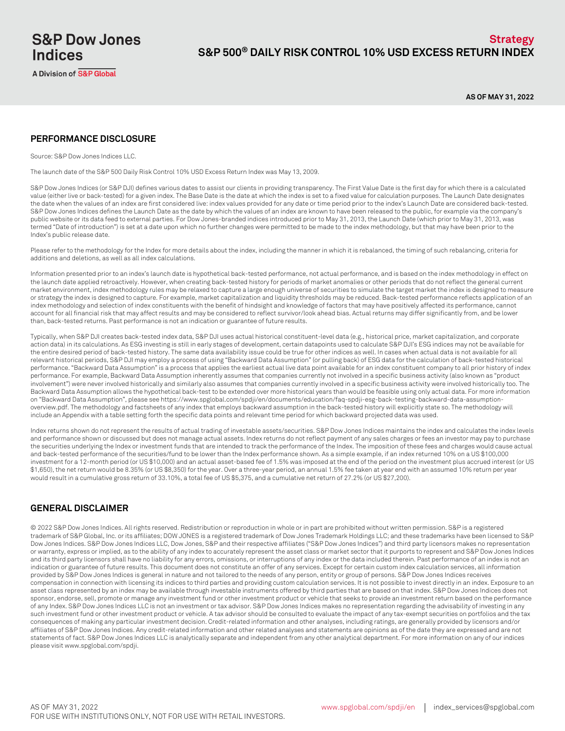**Strategy**

# S&P 500® DAILY RISK CONTROL 10% USD EXCESS RETURN INDEX

## PERFORMANCE DISCLOSURE

Source: S&P Dow Jones Indices LLC.

The launch date of the S&P 500 Daily Risk Control 10% USD Excess Return Index was May 13, 2009.

S&P Dow Jones Indices (or S&P DJI) defines various dates to assist our clients in providing transparency. The First Value Date is the first day for which there is a calculated value (either live or back-tested) for a given index. The Base Date is the date at which the index is set to a fixed value for calculation purposes. The Launch Date designates the date when the values of an index are first considered live: index values provided for any date or time period prior to the index's Launch Date are considered back-tested. S&P Dow Jones Indices defines the Launch Date as the date by which the values of an index are known to have been released to the public, for example via the company's public website or its data feed to external parties. For Dow Jones-branded indices introduced prior to May 31, 2013, the Launch Date (which prior to May 31, 2013, was termed "Date of introduction") is set at a date upon which no further changes were permitted to be made to the index methodology, but that may have been prior to the Index's public release date.

Please refer to the methodology for the Index for more details about the index, including the manner in which it is rebalanced, the timing of such rebalancing, criteria for additions and deletions, as well as all index calculations.

Information presented prior to an index's launch date is hypothetical back-tested performance, not actual performance, and is based on the index methodology in effect on the launch date applied retroactively. However, when creating back-tested history for periods of market anomalies or other periods that do not reflect the general current market environment, index methodology rules may be relaxed to capture a large enough universe of securities to simulate the target market the index is designed to measure or strategy the index is designed to capture. For example, market capitalization and liquidity thresholds may be reduced. Back-tested performance reflects application of an index methodology and selection of index constituents with the benefit of hindsight and knowledge of factors that may have positively affected its performance, cannot account for all financial risk that may affect results and may be considered to reflect survivor/look ahead bias. Actual returns may differ significantly from, and be lower than, back-tested returns. Past performance is not an indication or guarantee of future results.

Typically, when S&P DJI creates back-tested index data, S&P DJI uses actual historical constituent-level data (e.g., historical price, market capitalization, and corporate action data) in its calculations. As ESG investing is still in early stages of development, certain datapoints used to calculate S&P DJI's ESG indices may not be available for the entire desired period of back-tested history. The same data availability issue could be true for other indices as well. In cases when actual data is not available for all relevant historical periods, S&P DJI may employ a process of using "Backward Data Assumption" (or pulling back) of ESG data for the calculation of back-tested historical performance. "Backward Data Assumption" is a process that applies the earliest actual live data point available for an index constituent company to all prior history of index performance. For example, Backward Data Assumption inherently assumes that companies currently not involved in a specific business activity (also known as "product involvement") were never involved historically and similarly also assumes that companies currently involved in a specific business activity were involved historically too. The Backward Data Assumption allows the hypothetical back-test to be extended over more historical years than would be feasible using only actual data. For more information on "Backward Data Assumption", please see https://www.spglobal.com/spdji/en/documents/education/faq-spdji-esg-back-testing-backward-data-assumption-overview.pdf. The methodology and factsheets of any index that employs backward assumption in the back-tested history will explicitly state so. The methodology will include an Appendix with a table setting forth the specific data points and relevant time period for which backward projected data was used.

Index returns shown do not represent the results of actual trading of investable assets/securities. S&P Dow Jones Indices maintains the index and calculates the index levels and performance shown or discussed but does not manage actual assets. Index returns do not reflect payment of any sales charges or fees an investor may pay to purchase the securities underlying the Index or investment funds that are intended to track the performance of the Index. The imposition of these fees and charges would cause actual and back-tested performance of the securities/fund to be lower than the Index performance shown. As a simple example, if an index returned 10% on a US $100,000 investment for a 12-month period (or US $10,000) and an actual asset-based fee of 1.5% was imposed at the end of the period on the investment plus accrued interest (or US $1,650), the net return would be 8.35% (or US $8,350) for the year. Over a three-year period, an annual 1.5% fee taken at year end with an assumed 10% return per year would result in a cumulative gross return of 33.10%, a total fee of US $5,375, and a cumulative net return of 27.2% (or US $27,200).

## GENERAL DISCLAIMER

© 2022 S&P Dow Jones Indices. All rights reserved. Redistribution or reproduction in whole or in part are prohibited without written permission. S&P is a registered trademark of S&P Global, Inc. or its affiliates; DOW JONES is a registered trademark of Dow Jones Trademark Holdings LLC; and these trademarks have been licensed to S&P Dow Jones Indices. S&P Dow Jones Indices LLC, Dow Jones, S&P and their respective affiliates ("S&P Dow Jones Indices") and third party licensors makes no representation or warranty, express or implied, as to the ability of any index to accurately represent the asset class or market sector that it purports to represent and S&P Dow Jones Indices and its third party licensors shall have no liability for any errors, omissions, or interruptions of any index or the data included therein. Past performance of an index is not an indication or guarantee of future results. This document does not constitute an offer of any services. Except for certain custom index calculation services, all information provided by S&P Dow Jones Indices is general in nature and not tailored to the needs of any person, entity or group of persons. S&P Dow Jones Indices receives compensation in connection with licensing its indices to third parties and providing custom calculation services. It is not possible to invest directly in an index. Exposure to an asset class represented by an index may be available through investable instruments offered by third parties that are based on that index. S&P Dow Jones Indices does not sponsor, endorse, sell, promote or manage any investment fund or other investment product or vehicle that seeks to provide an investment return based on the performance of any Index. S&P Dow Jones Indices LLC is not an investment or tax advisor. S&P Dow Jones Indices makes no representation regarding the advisability of investing in any such investment fund or other investment product or vehicle. A tax advisor should be consulted to evaluate the impact of any tax-exempt securities on portfolios and the tax consequences of making any particular investment decision. Credit-related information and other analyses, including ratings, are generally provided by licensors and/or affiliates of S&P Dow Jones Indices. Any credit-related information and other related analyses and statements are opinions as of the date they are expressed and are not statements of fact. S&P Dow Jones Indices LLC is analytically separate and independent from any other analytical department. For more information on any of our indices please visit www.spglobal.com/spdji.